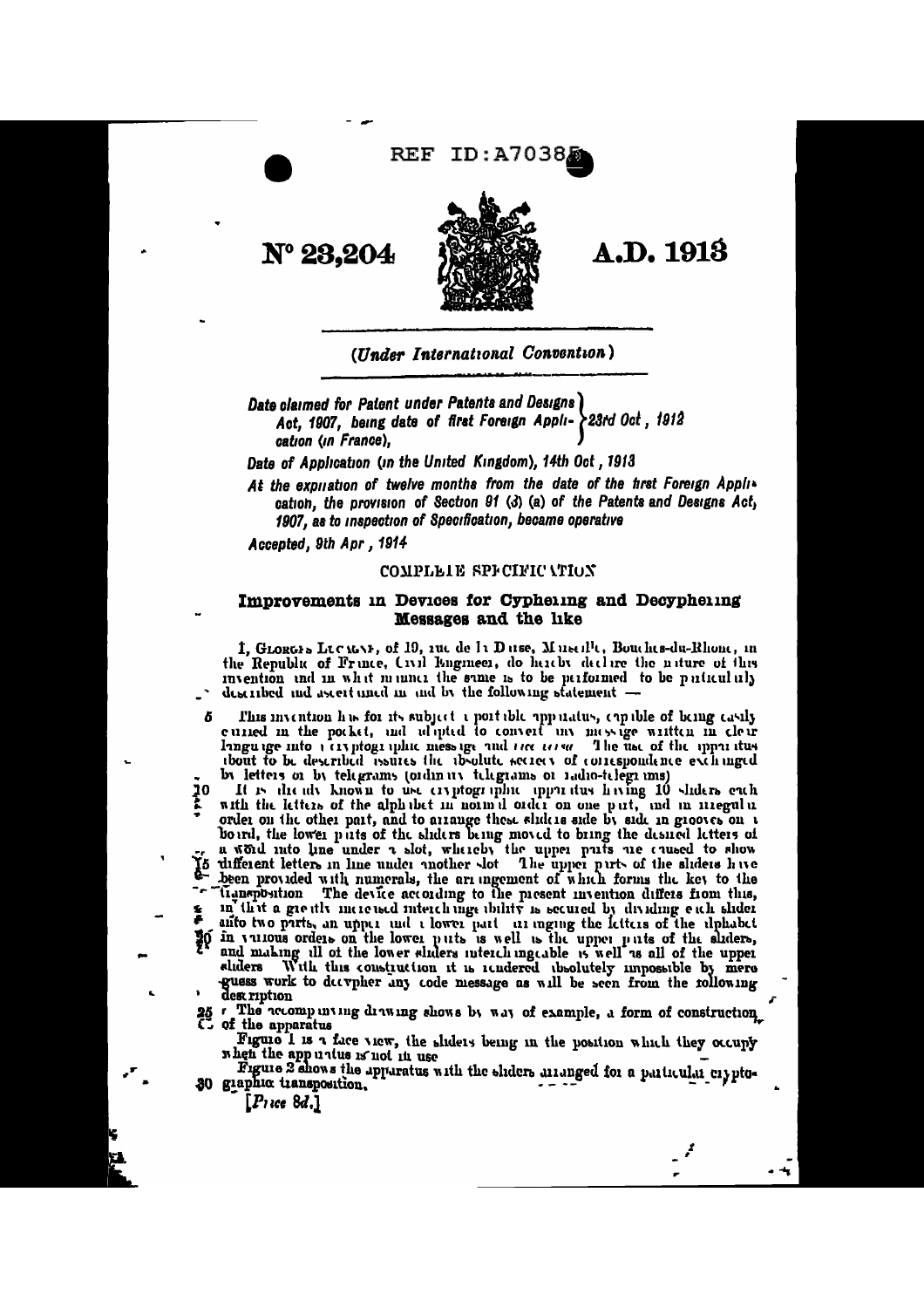REF ID:A70385

# Nº 23,204 A.D. 1913

*(Under International Convention)*

*Date claimed for Patent under Patents and Designs Act, 1907, being date of first Foreign Application (in France),* — *23rd Oct, 1912*

*Date of Application (in the United Kingdom), 14th Oct, 1913*

*At the expiration of twelve months from the date of the first Foreign Application, the provision of Section 91 (3) (a) of the Patents and Designs Act, 1907, as to inspection of Specification, became operative*

*Accepted, 9th Apr, 1914*

COMPLETE SPECIFICATION

## Improvements in Devices for Cyphering and Decyphering Messages and the like

I, GEORGES LUGAGNE, of 10, rue de la Drise, Marseille, Bouches-du-Rhone, in the Republic of France, Civil Engineer, do hereby declare the nature of this invention and in what manner the same is to be performed to be particularly described and ascertained in and by the following statement —

5 This invention has for its subject a portable apparatus, capable of being easily carried in the pocket, and adapted to convert any message written in clear language into a cryptographic message and *vice versa*. The use of the apparatus about to be described insures the absolute secrecy of correspondence exchanged by letters or by telegrams (ordinary telegrams or radio-telegrams)

10 It is already known to use cryptographic apparatus having 10 sliders each with the letters of the alphabet in normal order on one part, and in irregular order on the other part, and to arrange these sliders side by side in grooves on a board, the lower parts of the sliders being moved to bring the desired letters of a word into line under a slot, whereby the upper parts are caused to show

15 different letters in line under another slot. The upper parts of the sliders have been provided with numerals, the arrangement of which forms the key to the transposition. The device according to the present invention differs from this, in that a greatly increased interchangeability is secured by dividing each slider into two parts, an upper and a lower part arranging the letters of the alphabet

20 in various orders on the lower parts as well as the upper parts of the sliders, and making all of the lower sliders interchangeable as well as all of the upper sliders. With this construction it is rendered absolutely impossible by mere guess work to decypher any code message as will be seen from the following description

25 The accompanying drawing shows by way of example, a form of construction of the apparatus

Figure 1 is a face view, the sliders being in the position which they occupy when the apparatus is not in use

Figure 2 shows the apparatus with the sliders arranged for a particular crypto-

30 graphic transposition.

[*Price 8d.*]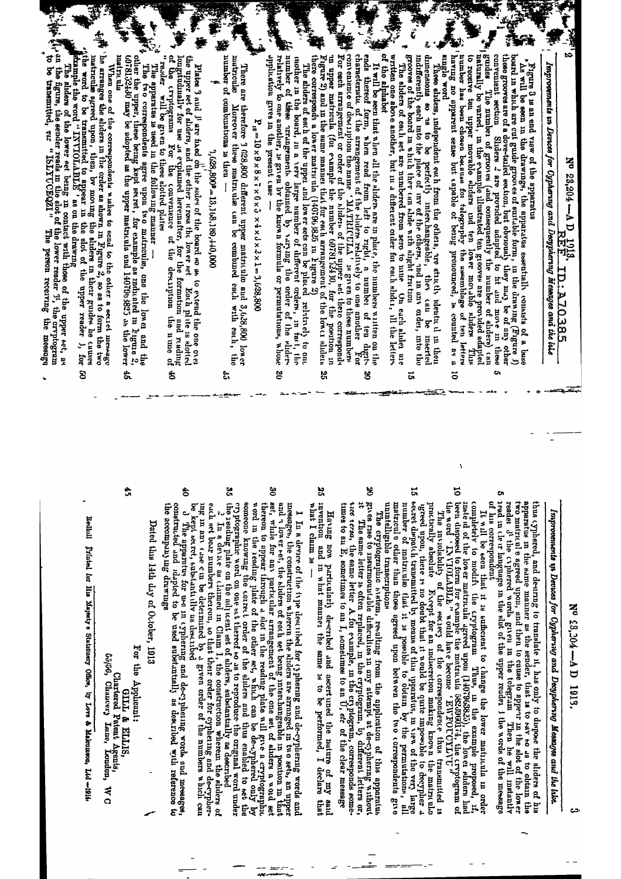## Improvements in Devices for Cyphering and Decyphering Messages and the like

Figure 3 is an end view of the apparatus

As will be seen in the drawings, the apparatus essentially consists of a base board in which are cut guide grooves of suitable form, in the drawing (Figure 3) these grooves are of a dove-tailed section, but obviously they may be of any other convenient section. Sliders 2 are provided adapted to fit and move in these guides. The number of grooves (and consequently the number of sliders) can naturally be varied, in the example illustrated ten grooves are provided adapted to receive ten upper movable sliders and ten lower movable sliders. This number has been chosen because for telegraphy the assemblage of ten letters having no apparent sense but capable of being pronounced, is counted as a single word.

These sliders, independent each from the others, are strictly identical in their dimensions so as to be perfectly interchangeable, they can be inserted indifferently, each into the place of any of the others, and in any order, into the grooves of the board in which they can slide with slight friction.

The sliders of each set are numbered from zero to nine. On each slider are written one above another, but in a different order for each slider, all the letters of the alphabet.

It will be seen that when all the sliders are in place, the numbers written on the ends thereof form, when read from left to right, a number of ten digits characteristic of the arrangement of the sliders relatively to one another. For convenience of description the name "MATRICULA" is given to these numbers. For each arrangement or order of the sliders of the upper set there corresponds an upper matricula (for example the number 6078152430, for the position in Figure 2) and in the same manner that for each arrangement of the lower sliders there corresponds a lower matricula (1407963825 in Figure 2).

The sliders of the upper and lower sets can be placed relatively to one another in the board, in a very large number of different orders, in fact, the number of these arrangements obtained by varying the order of the sliders relatively to one another, is given by the known formula or permutations, whose application gives in the present case —

$$P_{10}=10\times 9\times 8\times 7\times 6\times 5\times 4\times 3\times 2\times 1=3,628,800$$

There are therefore 3,628,800 different upper matricula and 3,628,800 lower matricula. Moreover these matricula can be combined each with each, the number of combinations is then —

$$3,628,800^2=13,168,189,440,000$$

Plates 3 and 3¹ are fixed on the sides of the board so as to extend the one over the upper set of sliders, and the other across the lower set. Each plate is slotted longitudinally for use as explained hereinafter, for the formation and reading of the cryptograms. For the convenience of the description the name of "reader" will be given to these slotted plates.

The apparatus is used in the following manner —

The two correspondents agree upon two matricula, one the lower and the other the upper, these being kept secret, for example as indicated in Figure 2, 6078152430 may be adopted as the upper matricula and 1407963825 as the lower matricula.

When one of the correspondents wishes to send to the other a secret message, he arranges the sliders in the order as shown in Figure 2, so as to form the two matricula agreed upon, then, by moving the sliders in their guides he causes the word to be transmitted to appear in the slot of the upper reader 3, for example the word "INVIOLABLE" as on the drawing.

The sliders of the lower set being in contact with those of the upper set, as in the figure, the sender reads in the slot of the lower reader 3¹, the cryptogram to be transmitted, viz "ISLIYUCEQZI". The person receiving the message thus cyphered, and desiring to translate it, has only to dispose the sliders of his apparatus in the same manner as the sender, that is to say so as to obtain the two matricula agreed upon, and then to cause to appear in the slot of the lower reader 3¹ the cyphered words given in the telegram. Then he will instantly read in clear language in the slot of the upper reader 3 the words of the message of his correspondent.

It will be seen that it is sufficient to change the lower matricula in order completely to modify the cryptogram. Thus, in the example proposed, if, instead of the lower matricula agreed upon (1407963825), the lower sliders had been disposed to form for example the matricula 5832906174, the cryptogram of the word "INVIOLABLE" would have become "EWFOTCYLTVC".

The inviolability of the secrecy of the correspondence thus transmitted is practically absolute. Except for an indiscretion making known the matricula agreed, there is no doubt that it would be quite impossible to decypher a secret dispatch transmitted by means of this apparatus, in view of the very large number of matricula that it is possible to obtain by the permutations, all matricula other than those agreed upon between the two correspondents give unintelligible transcriptions.

The cryptographic system, resulting from the application of this apparatus gives rise to insurmountable difficulties in any attempt at de-cyphering without it. The same letter is often replaced, in the cryptogram, by different letters or, *vice versa*, the same letter. A for example, in the cryptogram, corresponds sometimes to an E, sometimes to an I, sometimes to an U, *etc* of the clear message.

Having now particularly described and ascertained the nature of my said invention and in what manner the same is to be performed, I declare that what I claim is —

1 In a device of the type described for cyphering and de-cyphering words and messages, the construction wherein the sliders are arranged in two sets, an upper and a lower set, the sliders of each set being interchangeable in position in that set, while for any particular arrangement of the one set of sliders a word set thereon to appear through a slot in the reading plate will give a cryptographic word in the reading plate of the other set, which can be de-cyphered only by someone knowing the correct order of the sliders and thus enabled to set the cryptographic word on one set thereof so as to reproduce the original word under the reading plate on the adjacent set of sliders, substantially as described.

2 In a device as claimed in Claim 1, the construction wherein the sliders of each set bear numbers thereon, so that their order for cyphering and de-cyphering in any case can be determined by a given order of the numbers which can be kept secret, substantially as described.

3 The apparatus for use in cyphering and de-cyphering words and messages, constructed and adapted to be used substantially as described with reference to the accompanying drawings.

Dated this 14th day of October, 1913

For the Applicant:
GILL & ELLIS,
Chartered Patent Agents,
65/66, Chancery Lane, London, W C

Redhill: Printed for His Majesty's Stationery Office, by Love & Malcomson, Ltd —1914.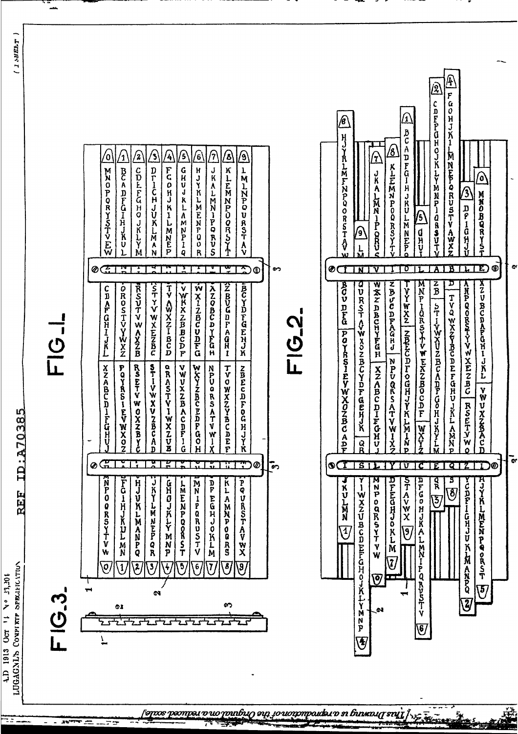A.D. 1913 Oct 14 N° 23,304
LUGAGNI's COMPLETE SPECIFICATION

REF ID:A70385

(1 SHEET)

FIG_1.

FIG_2.

FIG_3.

This Drawing is a reproduction of the Original on a reduced scale.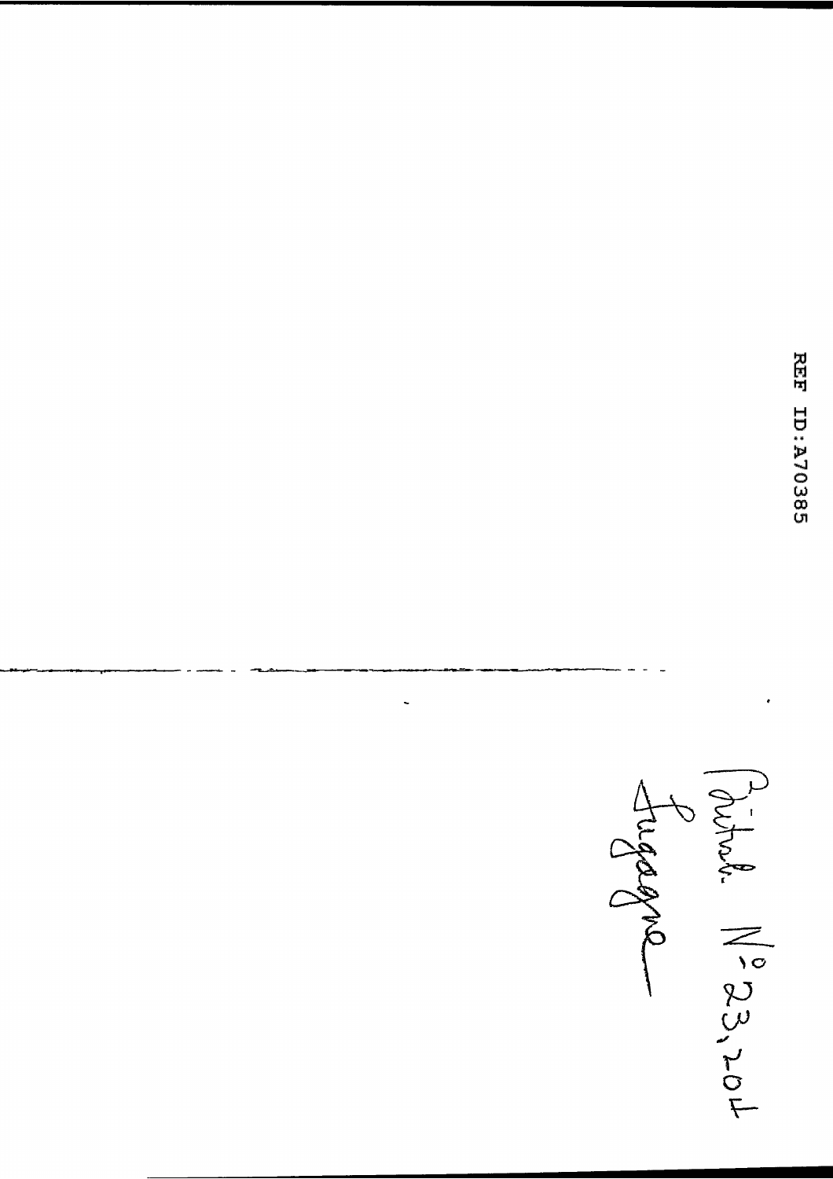REF ID:A70385

British No. 23,204

Friedman